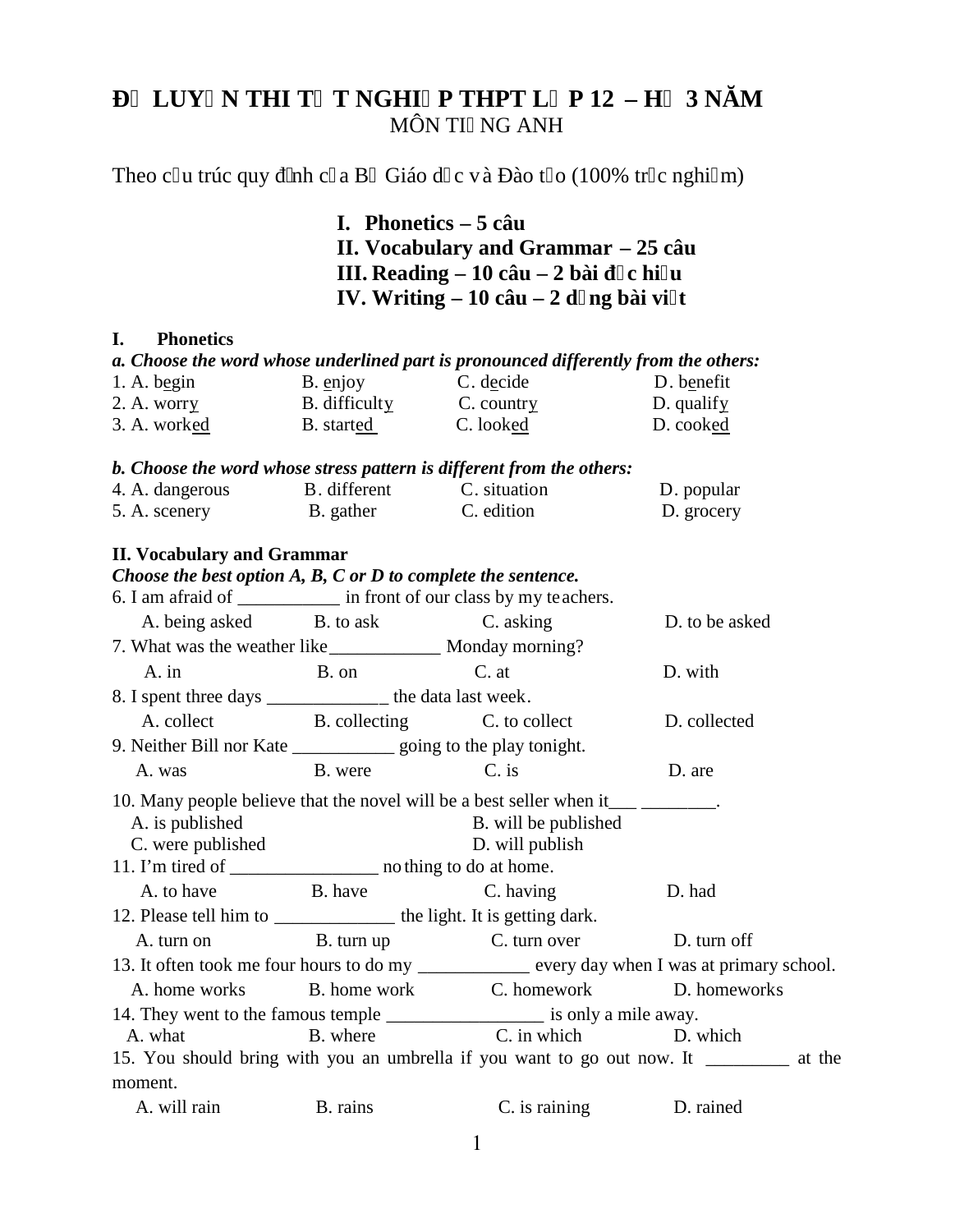# ĐỀ LUYỆN THI TỐT NGHIỆP THPT LỚP 12 – HỆ 3 NĂM

MÔN TIẾNG ANH

Theo cấu trúc quy định của Bộ Giáo dục và Đào tạo (100% trắc nghiệm)

**I. Phonetics – 5 câu**
**II. Vocabulary and Grammar – 25 câu**
**III. Reading – 10 câu – 2 bài đọc hiểu**
**IV. Writing – 10 câu – 2 dạng bài viết**

## I. Phonetics

***a. Choose the word whose underlined part is pronounced differently from the others:***

1. A. b<u>e</u>gin B. <u>e</u>njoy C. d<u>e</u>cide D. b<u>e</u>nefit
2. A. worr<u>y</u> B. difficult<u>y</u> C. countr<u>y</u> D. qualif<u>y</u>
3. A. work<u>ed</u> B. start<u>ed</u> C. look<u>ed</u> D. cook<u>ed</u>

***b. Choose the word whose stress pattern is different from the others:***

4. A. dangerous B. different C. situation D. popular
5. A. scenery B. gather C. edition D. grocery

## II. Vocabulary and Grammar

***Choose the best option A, B, C or D to complete the sentence.***

6. I am afraid of ___________ in front of our class by my teachers.
   A. being asked B. to ask C. asking D. to be asked

7. What was the weather like____________ Monday morning?
   A. in B. on C. at D. with

8. I spent three days _____________ the data last week.
   A. collect B. collecting C. to collect D. collected

9. Neither Bill nor Kate ___________ going to the play tonight.
   A. was B. were C. is D. are

10. Many people believe that the novel will be a best seller when it___ ________.
    A. is published B. will be published
    C. were published D. will publish

11. I'm tired of ________________ nothing to do at home.
    A. to have B. have C. having D. had

12. Please tell him to _____________ the light. It is getting dark.
    A. turn on B. turn up C. turn over D. turn off

13. It often took me four hours to do my ____________ every day when I was at primary school.
    A. home works B. home work C. homework D. homeworks

14. They went to the famous temple _________________ is only a mile away.
    A. what B. where C. in which D. which

15. You should bring with you an umbrella if you want to go out now. It _________ at the moment.
    A. will rain B. rains C. is raining D. rained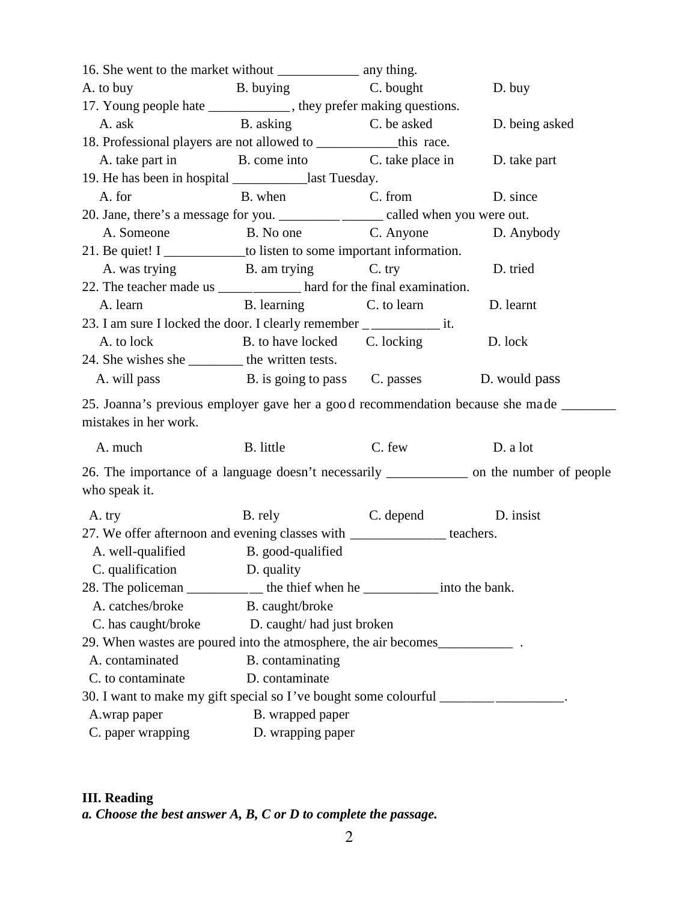16. She went to the market without ____________ any thing.

A. to buy B. buying C. bought D. buy

17. Young people hate ____________, they prefer making questions.

A. ask B. asking C. be asked D. being asked

18. Professional players are not allowed to ____________this race.

A. take part in B. come into C. take place in D. take part

19. He has been in hospital ___________last Tuesday.

A. for B. when C. from D. since

20. Jane, there's a message for you. _______________ called when you were out.

A. Someone B. No one C. Anyone D. Anybody

21. Be quiet! I ____________to listen to some important information.

A. was trying B. am trying C. try D. tried

22. The teacher made us ____________ hard for the final examination.

A. learn B. learning C. to learn D. learnt

23. I am sure I locked the door. I clearly remember ___________ it.

A. to lock B. to have locked C. locking D. lock

24. She wishes she ________ the written tests.

A. will pass B. is going to pass C. passes D. would pass

25. Joanna's previous employer gave her a good recommendation because she made ________ mistakes in her work.

A. much B. little C. few D. a lot

26. The importance of a language doesn't necessarily ____________ on the number of people who speak it.

A. try B. rely C. depend D. insist

27. We offer afternoon and evening classes with ______________ teachers.

A. well-qualified B. good-qualified

C. qualification D. quality

28. The policeman ____________ the thief when he ___________into the bank.

A. catches/broke B. caught/broke

C. has caught/broke D. caught/ had just broken

29. When wastes are poured into the atmosphere, the air becomes___________ .

A. contaminated B. contaminating

C. to contaminate D. contaminate

30. I want to make my gift special so I've bought some colourful __________________.

A.wrap paper B. wrapped paper

C. paper wrapping D. wrapping paper

### III. Reading

***a. Choose the best answer A, B, C or D to complete the passage.***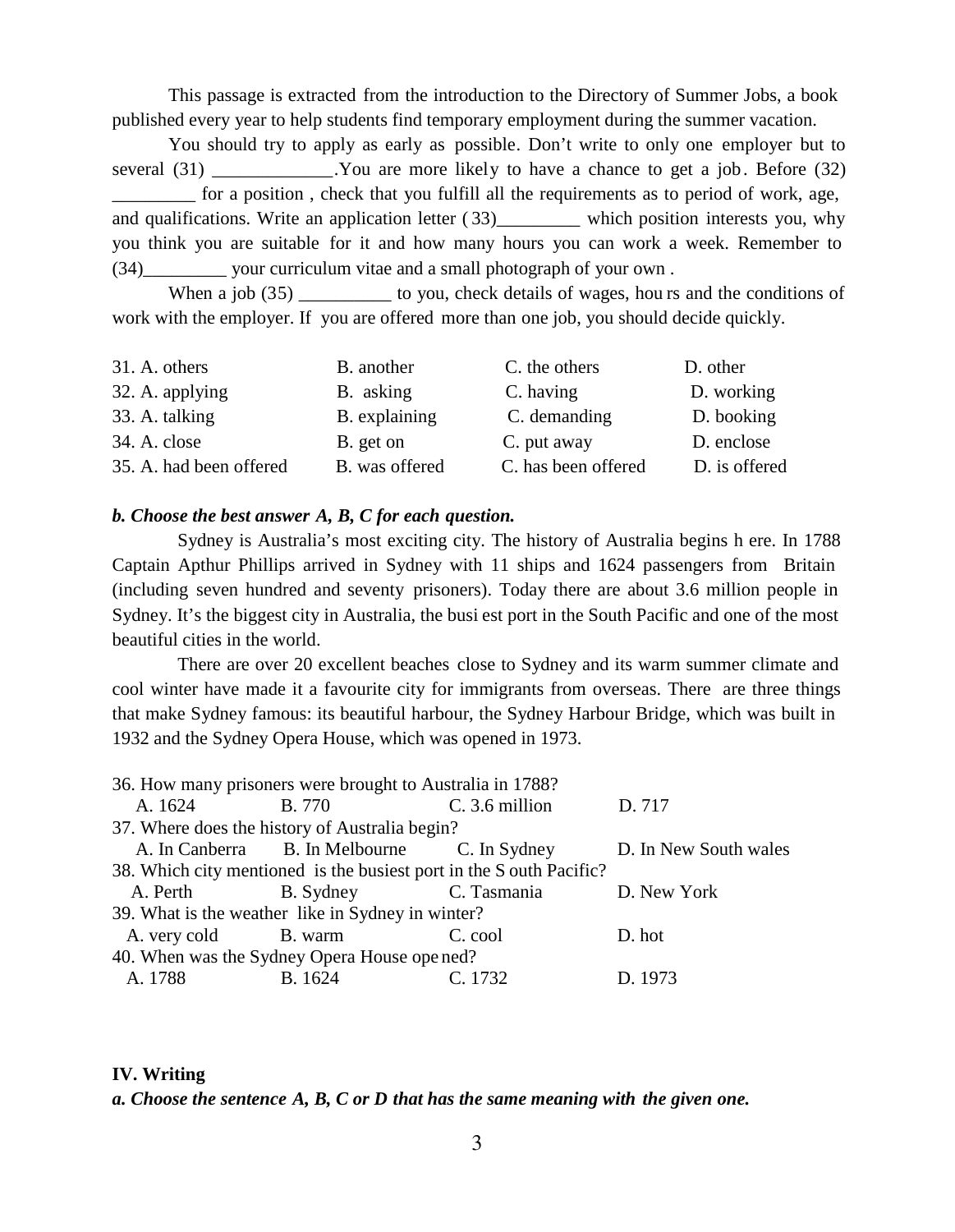This passage is extracted from the introduction to the Directory of Summer Jobs, a book published every year to help students find temporary employment during the summer vacation.

You should try to apply as early as possible. Don't write to only one employer but to several (31) _____________.You are more likely to have a chance to get a job. Before (32) _________ for a position , check that you fulfill all the requirements as to period of work, age, and qualifications. Write an application letter ( 33)_________ which position interests you, why you think you are suitable for it and how many hours you can work a week. Remember to (34)_________ your curriculum vitae and a small photograph of your own .

When a job (35) __________ to you, check details of wages, hours and the conditions of work with the employer. If you are offered more than one job, you should decide quickly.

31. A. others B. another C. the others D. other
32. A. applying B. asking C. having D. working
33. A. talking B. explaining C. demanding D. booking
34. A. close B. get on C. put away D. enclose
35. A. had been offered B. was offered C. has been offered D. is offered

***b. Choose the best answer A, B, C for each question.***

Sydney is Australia's most exciting city. The history of Australia begins here. In 1788 Captain Apthur Phillips arrived in Sydney with 11 ships and 1624 passengers from Britain (including seven hundred and seventy prisoners). Today there are about 3.6 million people in Sydney. It's the biggest city in Australia, the busiest port in the South Pacific and one of the most beautiful cities in the world.

There are over 20 excellent beaches close to Sydney and its warm summer climate and cool winter have made it a favourite city for immigrants from overseas. There are three things that make Sydney famous: its beautiful harbour, the Sydney Harbour Bridge, which was built in 1932 and the Sydney Opera House, which was opened in 1973.

36. How many prisoners were brought to Australia in 1788?
A. 1624 B. 770 C. 3.6 million D. 717
37. Where does the history of Australia begin?
A. In Canberra B. In Melbourne C. In Sydney D. In New South wales
38. Which city mentioned is the busiest port in the South Pacific?
A. Perth B. Sydney C. Tasmania D. New York
39. What is the weather like in Sydney in winter?
A. very cold B. warm C. cool D. hot
40. When was the Sydney Opera House opened?
A. 1788 B. 1624 C. 1732 D. 1973

**IV. Writing**

***a. Choose the sentence A, B, C or D that has the same meaning with the given one.***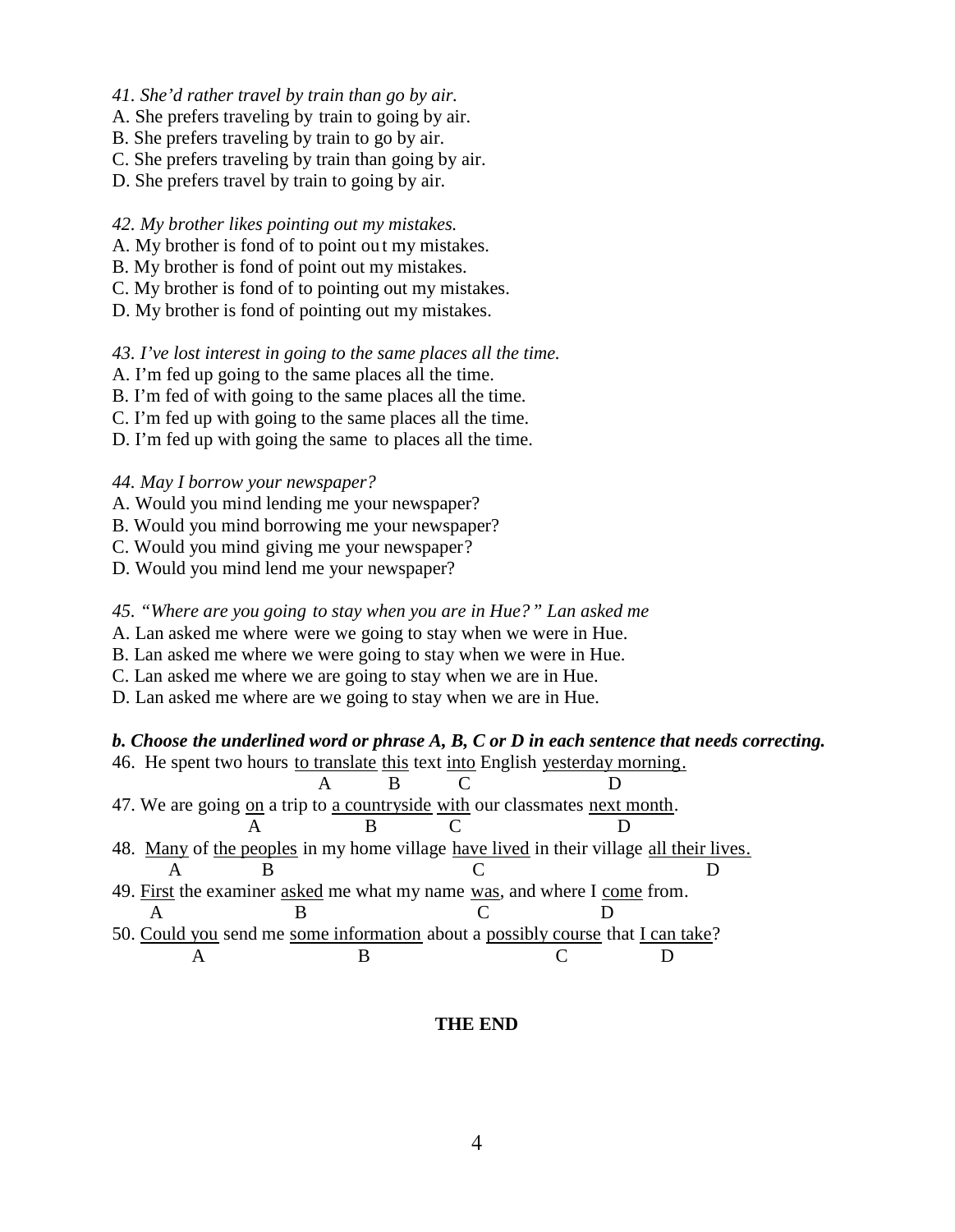*41. She'd rather travel by train than go by air.*

A. She prefers traveling by train to going by air.

B. She prefers traveling by train to go by air.

C. She prefers traveling by train than going by air.

D. She prefers travel by train to going by air.

*42. My brother likes pointing out my mistakes.*

A. My brother is fond of to point out my mistakes.

B. My brother is fond of point out my mistakes.

C. My brother is fond of to pointing out my mistakes.

D. My brother is fond of pointing out my mistakes.

*43. I've lost interest in going to the same places all the time.*

A. I'm fed up going to the same places all the time.

B. I'm fed of with going to the same places all the time.

C. I'm fed up with going to the same places all the time.

D. I'm fed up with going the same to places all the time.

*44. May I borrow your newspaper?*

A. Would you mind lending me your newspaper?

B. Would you mind borrowing me your newspaper?

C. Would you mind giving me your newspaper?

D. Would you mind lend me your newspaper?

*45. "Where are you going to stay when you are in Hue?" Lan asked me*

A. Lan asked me where were we going to stay when we were in Hue.

B. Lan asked me where we were going to stay when we were in Hue.

C. Lan asked me where we are going to stay when we are in Hue.

D. Lan asked me where are we going to stay when we are in Hue.

***b. Choose the underlined word or phrase A, B, C or D in each sentence that needs correcting.***

46. He spent two hours <u>to translate</u> (A) <u>this</u> (B) text <u>into</u> (C) English <u>yesterday morning</u> (D).

47. We are going <u>on</u> (A) a trip to <u>a countryside</u> (B) <u>with</u> (C) our classmates <u>next month</u> (D).

48. <u>Many</u> (A) of <u>the peoples</u> (B) in my home village <u>have lived</u> (C) in their village <u>all their lives</u> (D).

49. <u>First</u> (A) the examiner <u>asked</u> (B) me what my name <u>was</u> (C), and where I <u>come</u> (D) from.

50. <u>Could you</u> (A) send me <u>some information</u> (B) about a <u>possibly course</u> (C) that <u>I can take</u> (D)?

**THE END**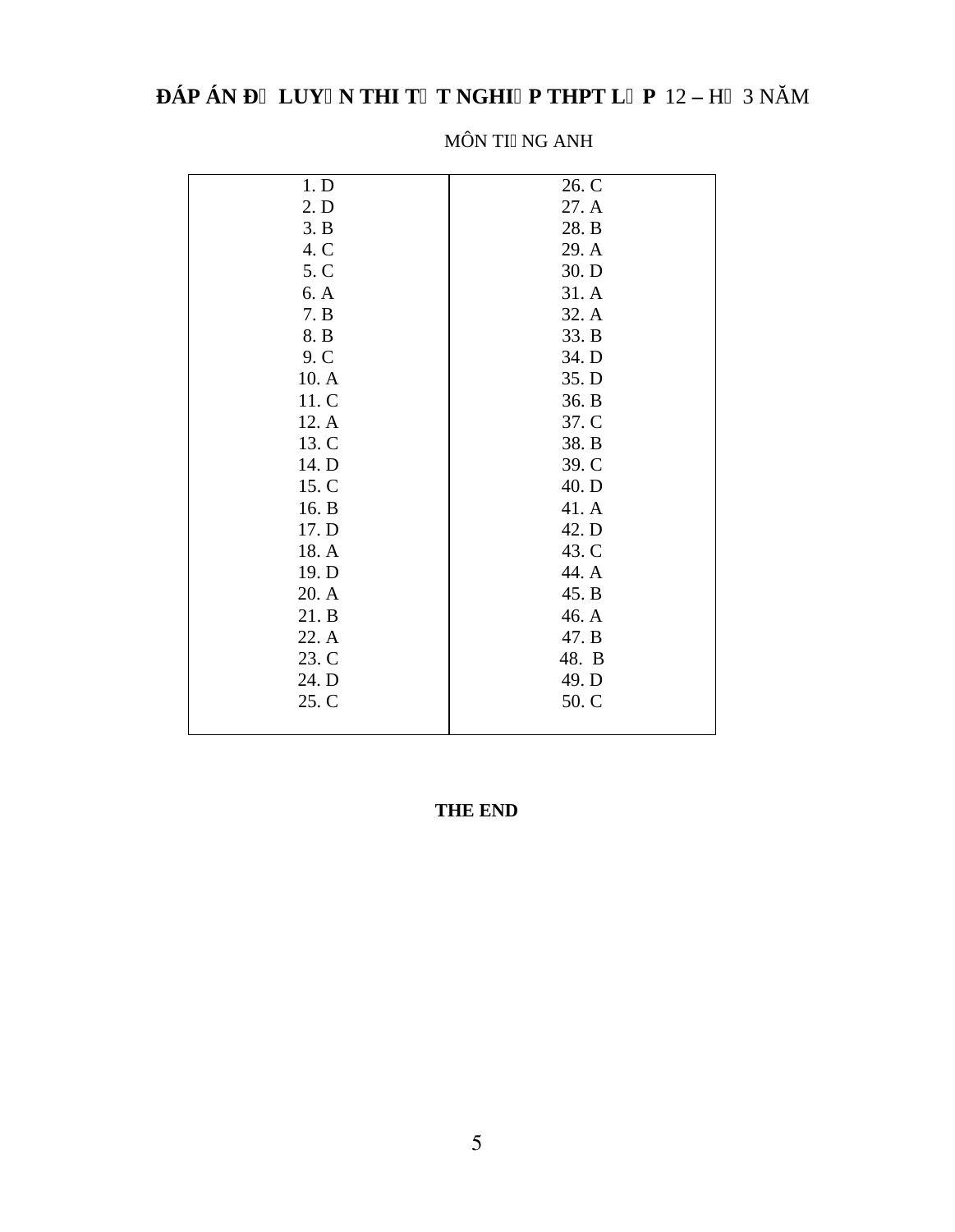**ĐÁP ÁN ĐỀ LUYỆN THI TỐT NGHIỆP THPT LỚP 12 – HỆ 3 NĂM**

MÔN TIẾNG ANH

| | |
|---|---|
| 1. D | 26. C |
| 2. D | 27. A |
| 3. B | 28. B |
| 4. C | 29. A |
| 5. C | 30. D |
| 6. A | 31. A |
| 7. B | 32. A |
| 8. B | 33. B |
| 9. C | 34. D |
| 10. A | 35. D |
| 11. C | 36. B |
| 12. A | 37. C |
| 13. C | 38. B |
| 14. D | 39. C |
| 15. C | 40. D |
| 16. B | 41. A |
| 17. D | 42. D |
| 18. A | 43. C |
| 19. D | 44. A |
| 20. A | 45. B |
| 21. B | 46. A |
| 22. A | 47. B |
| 23. C | 48. B |
| 24. D | 49. D |
| 25. C | 50. C |

**THE END**